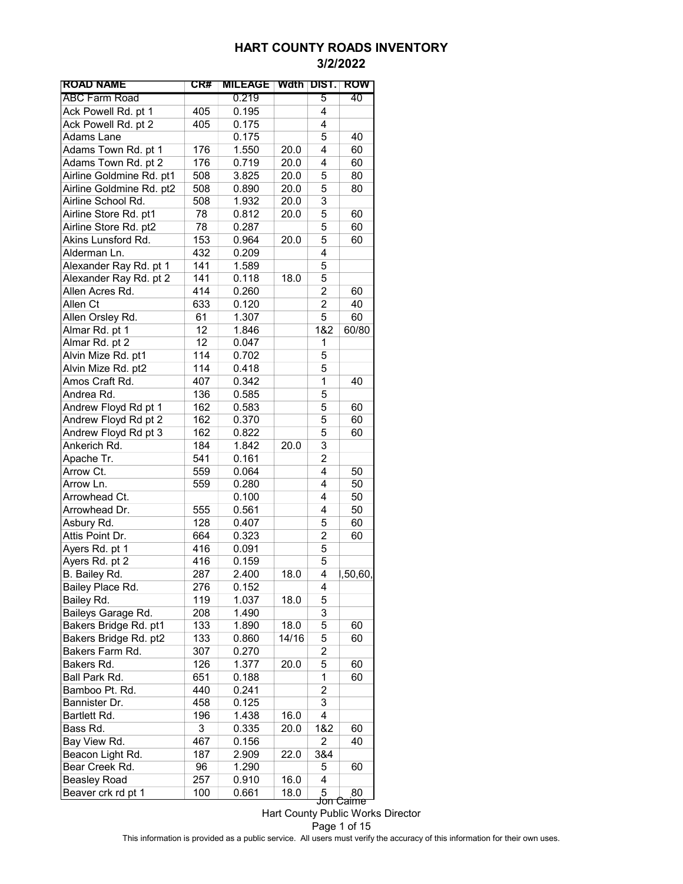# HART COUNTY ROADS INVENTORY

## 3/2/2022

| ROAD NAME | CR# | MILEAGE | Wdth | DIST. | ROW |
|---|---|---|---|---|---|
| ABC Farm Road | | 0.219 | | 5 | 40 |
| Ack Powell Rd. pt 1 | 405 | 0.195 | | 4 | |
| Ack Powell Rd. pt 2 | 405 | 0.175 | | 4 | |
| Adams Lane | | 0.175 | | 5 | 40 |
| Adams Town Rd. pt 1 | 176 | 1.550 | 20.0 | 4 | 60 |
| Adams Town Rd. pt 2 | 176 | 0.719 | 20.0 | 4 | 60 |
| Airline Goldmine Rd. pt1 | 508 | 3.825 | 20.0 | 5 | 80 |
| Airline Goldmine Rd. pt2 | 508 | 0.890 | 20.0 | 5 | 80 |
| Airline School Rd. | 508 | 1.932 | 20.0 | 3 | |
| Airline Store Rd. pt1 | 78 | 0.812 | 20.0 | 5 | 60 |
| Airline Store Rd. pt2 | 78 | 0.287 | | 5 | 60 |
| Akins Lunsford Rd. | 153 | 0.964 | 20.0 | 5 | 60 |
| Alderman Ln. | 432 | 0.209 | | 4 | |
| Alexander Ray Rd. pt 1 | 141 | 1.589 | | 5 | |
| Alexander Ray Rd. pt 2 | 141 | 0.118 | 18.0 | 5 | |
| Allen Acres Rd. | 414 | 0.260 | | 2 | 60 |
| Allen Ct | 633 | 0.120 | | 2 | 40 |
| Allen Orsley Rd. | 61 | 1.307 | | 5 | 60 |
| Almar Rd. pt 1 | 12 | 1.846 | | 1&2 | 60/80 |
| Almar Rd. pt 2 | 12 | 0.047 | | 1 | |
| Alvin Mize Rd. pt1 | 114 | 0.702 | | 5 | |
| Alvin Mize Rd. pt2 | 114 | 0.418 | | 5 | |
| Amos Craft Rd. | 407 | 0.342 | | 1 | 40 |
| Andrea Rd. | 136 | 0.585 | | 5 | |
| Andrew Floyd Rd pt 1 | 162 | 0.583 | | 5 | 60 |
| Andrew Floyd Rd pt 2 | 162 | 0.370 | | 5 | 60 |
| Andrew Floyd Rd pt 3 | 162 | 0.822 | | 5 | 60 |
| Ankerich Rd. | 184 | 1.842 | 20.0 | 3 | |
| Apache Tr. | 541 | 0.161 | | 2 | |
| Arrow Ct. | 559 | 0.064 | | 4 | 50 |
| Arrow Ln. | 559 | 0.280 | | 4 | 50 |
| Arrowhead Ct. | | 0.100 | | 4 | 50 |
| Arrowhead Dr. | 555 | 0.561 | | 4 | 50 |
| Asbury Rd. | 128 | 0.407 | | 5 | 60 |
| Attis Point Dr. | 664 | 0.323 | | 2 | 60 |
| Ayers Rd. pt 1 | 416 | 0.091 | | 5 | |
| Ayers Rd. pt 2 | 416 | 0.159 | | 5 | |
| B. Bailey Rd. | 287 | 2.400 | 18.0 | 4 | ,50,60, |
| Bailey Place Rd. | 276 | 0.152 | | 4 | |
| Bailey Rd. | 119 | 1.037 | 18.0 | 5 | |
| Baileys Garage Rd. | 208 | 1.490 | | 3 | |
| Bakers Bridge Rd. pt1 | 133 | 1.890 | 18.0 | 5 | 60 |
| Bakers Bridge Rd. pt2 | 133 | 0.860 | 14/16 | 5 | 60 |
| Bakers Farm Rd. | 307 | 0.270 | | 2 | |
| Bakers Rd. | 126 | 1.377 | 20.0 | 5 | 60 |
| Ball Park Rd. | 651 | 0.188 | | 1 | 60 |
| Bamboo Pt. Rd. | 440 | 0.241 | | 2 | |
| Bannister Dr. | 458 | 0.125 | | 3 | |
| Bartlett Rd. | 196 | 1.438 | 16.0 | 4 | |
| Bass Rd. | 3 | 0.335 | 20.0 | 1&2 | 60 |
| Bay View Rd. | 467 | 0.156 | | 2 | 40 |
| Beacon Light Rd. | 187 | 2.909 | 22.0 | 3&4 | |
| Bear Creek Rd. | 96 | 1.290 | | 5 | 60 |
| Beasley Road | 257 | 0.910 | 16.0 | 4 | |
| Beaver crk rd pt 1 | 100 | 0.661 | 18.0 | 5 | 80 |

Jon Caime
Hart County Public Works Director

This information is provided as a public service. All users must verify the accuracy of this information for their own uses.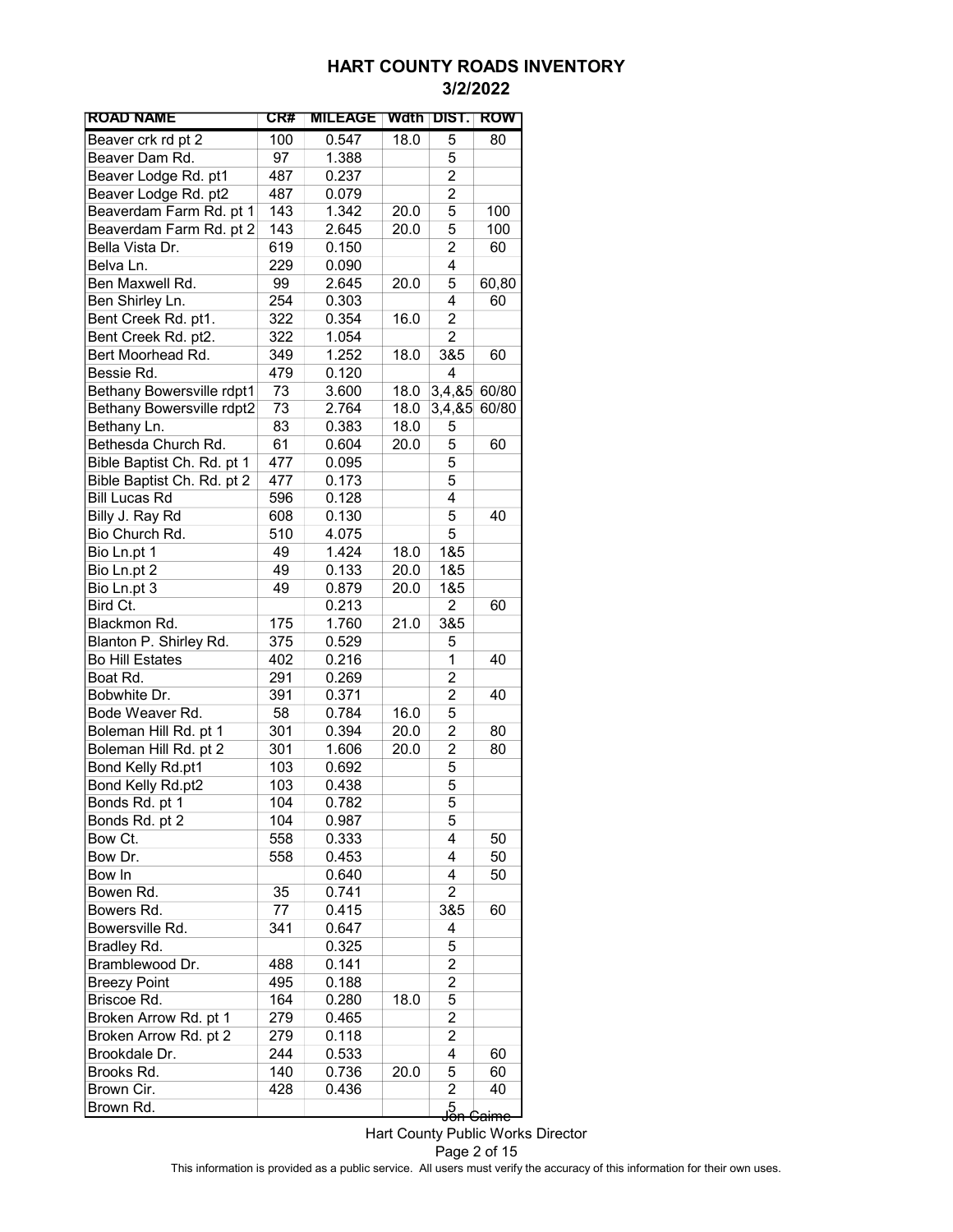# HART COUNTY ROADS INVENTORY

## 3/2/2022

| ROAD NAME | CR# | MILEAGE | Wdth | DIST. | ROW |
|---|---|---|---|---|---|
| Beaver crk rd pt 2 | 100 | 0.547 | 18.0 | 5 | 80 |
| Beaver Dam Rd. | 97 | 1.388 | | 5 | |
| Beaver Lodge Rd. pt1 | 487 | 0.237 | | 2 | |
| Beaver Lodge Rd. pt2 | 487 | 0.079 | | 2 | |
| Beaverdam Farm Rd. pt 1 | 143 | 1.342 | 20.0 | 5 | 100 |
| Beaverdam Farm Rd. pt 2 | 143 | 2.645 | 20.0 | 5 | 100 |
| Bella Vista Dr. | 619 | 0.150 | | 2 | 60 |
| Belva Ln. | 229 | 0.090 | | 4 | |
| Ben Maxwell Rd. | 99 | 2.645 | 20.0 | 5 | 60,80 |
| Ben Shirley Ln. | 254 | 0.303 | | 4 | 60 |
| Bent Creek Rd. pt1. | 322 | 0.354 | 16.0 | 2 | |
| Bent Creek Rd. pt2. | 322 | 1.054 | | 2 | |
| Bert Moorhead Rd. | 349 | 1.252 | 18.0 | 3&5 | 60 |
| Bessie Rd. | 479 | 0.120 | | 4 | |
| Bethany Bowersville rdpt1 | 73 | 3.600 | 18.0 | 3,4,&5 | 60/80 |
| Bethany Bowersville rdpt2 | 73 | 2.764 | 18.0 | 3,4,&5 | 60/80 |
| Bethany Ln. | 83 | 0.383 | 18.0 | 5 | |
| Bethesda Church Rd. | 61 | 0.604 | 20.0 | 5 | 60 |
| Bible Baptist Ch. Rd. pt 1 | 477 | 0.095 | | 5 | |
| Bible Baptist Ch. Rd. pt 2 | 477 | 0.173 | | 5 | |
| Bill Lucas Rd | 596 | 0.128 | | 4 | |
| Billy J. Ray Rd | 608 | 0.130 | | 5 | 40 |
| Bio Church Rd. | 510 | 4.075 | | 5 | |
| Bio Ln.pt 1 | 49 | 1.424 | 18.0 | 1&5 | |
| Bio Ln.pt 2 | 49 | 0.133 | 20.0 | 1&5 | |
| Bio Ln.pt 3 | 49 | 0.879 | 20.0 | 1&5 | |
| Bird Ct. | | 0.213 | | 2 | 60 |
| Blackmon Rd. | 175 | 1.760 | 21.0 | 3&5 | |
| Blanton P. Shirley Rd. | 375 | 0.529 | | 5 | |
| Bo Hill Estates | 402 | 0.216 | | 1 | 40 |
| Boat Rd. | 291 | 0.269 | | 2 | |
| Bobwhite Dr. | 391 | 0.371 | | 2 | 40 |
| Bode Weaver Rd. | 58 | 0.784 | 16.0 | 5 | |
| Boleman Hill Rd. pt 1 | 301 | 0.394 | 20.0 | 2 | 80 |
| Boleman Hill Rd. pt 2 | 301 | 1.606 | 20.0 | 2 | 80 |
| Bond Kelly Rd.pt1 | 103 | 0.692 | | 5 | |
| Bond Kelly Rd.pt2 | 103 | 0.438 | | 5 | |
| Bonds Rd. pt 1 | 104 | 0.782 | | 5 | |
| Bonds Rd. pt 2 | 104 | 0.987 | | 5 | |
| Bow Ct. | 558 | 0.333 | | 4 | 50 |
| Bow Dr. | 558 | 0.453 | | 4 | 50 |
| Bow ln | | 0.640 | | 4 | 50 |
| Bowen Rd. | 35 | 0.741 | | 2 | |
| Bowers Rd. | 77 | 0.415 | | 3&5 | 60 |
| Bowersville Rd. | 341 | 0.647 | | 4 | |
| Bradley Rd. | | 0.325 | | 5 | |
| Bramblewood Dr. | 488 | 0.141 | | 2 | |
| Breezy Point | 495 | 0.188 | | 2 | |
| Briscoe Rd. | 164 | 0.280 | 18.0 | 5 | |
| Broken Arrow Rd. pt 1 | 279 | 0.465 | | 2 | |
| Broken Arrow Rd. pt 2 | 279 | 0.118 | | 2 | |
| Brookdale Dr. | 244 | 0.533 | | 4 | 60 |
| Brooks Rd. | 140 | 0.736 | 20.0 | 5 | 60 |
| Brown Cir. | 428 | 0.436 | | 2 | 40 |
| Brown Rd. | | | | 5 | |

Jon Caime
Hart County Public Works Director

This information is provided as a public service. All users must verify the accuracy of this information for their own uses.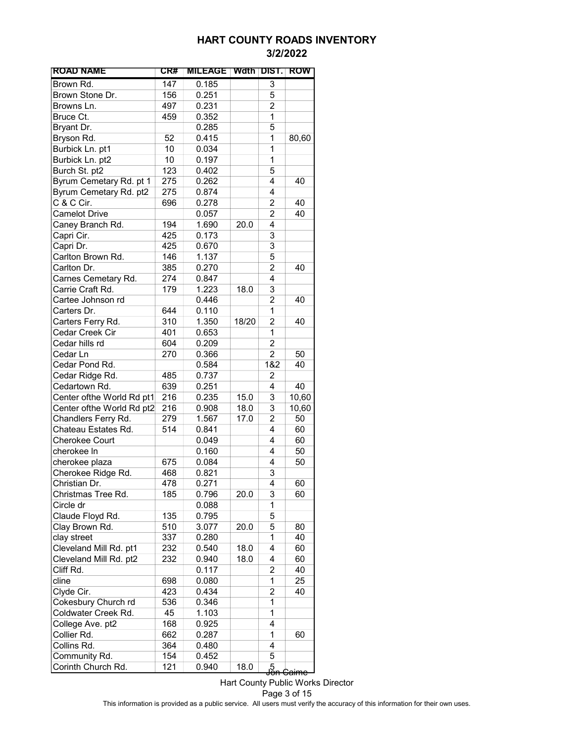# HART COUNTY ROADS INVENTORY

## 3/2/2022

| ROAD NAME | CR# | MILEAGE | Wdth | DIST. | ROW |
|---|---|---|---|---|---|
| Brown Rd. | 147 | 0.185 | | 3 | |
| Brown Stone Dr. | 156 | 0.251 | | 5 | |
| Browns Ln. | 497 | 0.231 | | 2 | |
| Bruce Ct. | 459 | 0.352 | | 1 | |
| Bryant Dr. | | 0.285 | | 5 | |
| Bryson Rd. | 52 | 0.415 | | 1 | 80,60 |
| Burbick Ln. pt1 | 10 | 0.034 | | 1 | |
| Burbick Ln. pt2 | 10 | 0.197 | | 1 | |
| Burch St. pt2 | 123 | 0.402 | | 5 | |
| Byrum Cemetary Rd. pt 1 | 275 | 0.262 | | 4 | 40 |
| Byrum Cemetary Rd. pt2 | 275 | 0.874 | | 4 | |
| C & C Cir. | 696 | 0.278 | | 2 | 40 |
| Camelot Drive | | 0.057 | | 2 | 40 |
| Caney Branch Rd. | 194 | 1.690 | 20.0 | 4 | |
| Capri Cir. | 425 | 0.173 | | 3 | |
| Capri Dr. | 425 | 0.670 | | 3 | |
| Carlton Brown Rd. | 146 | 1.137 | | 5 | |
| Carlton Dr. | 385 | 0.270 | | 2 | 40 |
| Carnes Cemetary Rd. | 274 | 0.847 | | 4 | |
| Carrie Craft Rd. | 179 | 1.223 | 18.0 | 3 | |
| Cartee Johnson rd | | 0.446 | | 2 | 40 |
| Carters Dr. | 644 | 0.110 | | 1 | |
| Carters Ferry Rd. | 310 | 1.350 | 18/20 | 2 | 40 |
| Cedar Creek Cir | 401 | 0.653 | | 1 | |
| Cedar hills rd | 604 | 0.209 | | 2 | |
| Cedar Ln | 270 | 0.366 | | 2 | 50 |
| Cedar Pond Rd. | | 0.584 | | 1&2 | 40 |
| Cedar Ridge Rd. | 485 | 0.737 | | 2 | |
| Cedartown Rd. | 639 | 0.251 | | 4 | 40 |
| Center ofthe World Rd pt1 | 216 | 0.235 | 15.0 | 3 | 10,60 |
| Center ofthe World Rd pt2 | 216 | 0.908 | 18.0 | 3 | 10,60 |
| Chandlers Ferry Rd. | 279 | 1.567 | 17.0 | 2 | 50 |
| Chateau Estates Rd. | 514 | 0.841 | | 4 | 60 |
| Cherokee Court | | 0.049 | | 4 | 60 |
| cherokee ln | | 0.160 | | 4 | 50 |
| cherokee plaza | 675 | 0.084 | | 4 | 50 |
| Cherokee Ridge Rd. | 468 | 0.821 | | 3 | |
| Christian Dr. | 478 | 0.271 | | 4 | 60 |
| Christmas Tree Rd. | 185 | 0.796 | 20.0 | 3 | 60 |
| Circle dr | | 0.088 | | 1 | |
| Claude Floyd Rd. | 135 | 0.795 | | 5 | |
| Clay Brown Rd. | 510 | 3.077 | 20.0 | 5 | 80 |
| clay street | 337 | 0.280 | | 1 | 40 |
| Cleveland Mill Rd. pt1 | 232 | 0.540 | 18.0 | 4 | 60 |
| Cleveland Mill Rd. pt2 | 232 | 0.940 | 18.0 | 4 | 60 |
| Cliff Rd. | | 0.117 | | 2 | 40 |
| cline | 698 | 0.080 | | 1 | 25 |
| Clyde Cir. | 423 | 0.434 | | 2 | 40 |
| Cokesbury Church rd | 536 | 0.346 | | 1 | |
| Coldwater Creek Rd. | 45 | 1.103 | | 1 | |
| College Ave. pt2 | 168 | 0.925 | | 4 | |
| Collier Rd. | 662 | 0.287 | | 1 | 60 |
| Collins Rd. | 364 | 0.480 | | 4 | |
| Community Rd. | 154 | 0.452 | | 5 | |
| Corinth Church Rd. | 121 | 0.940 | 18.0 | 5 | |

Jon Caime
Hart County Public Works Director

This information is provided as a public service. All users must verify the accuracy of this information for their own uses.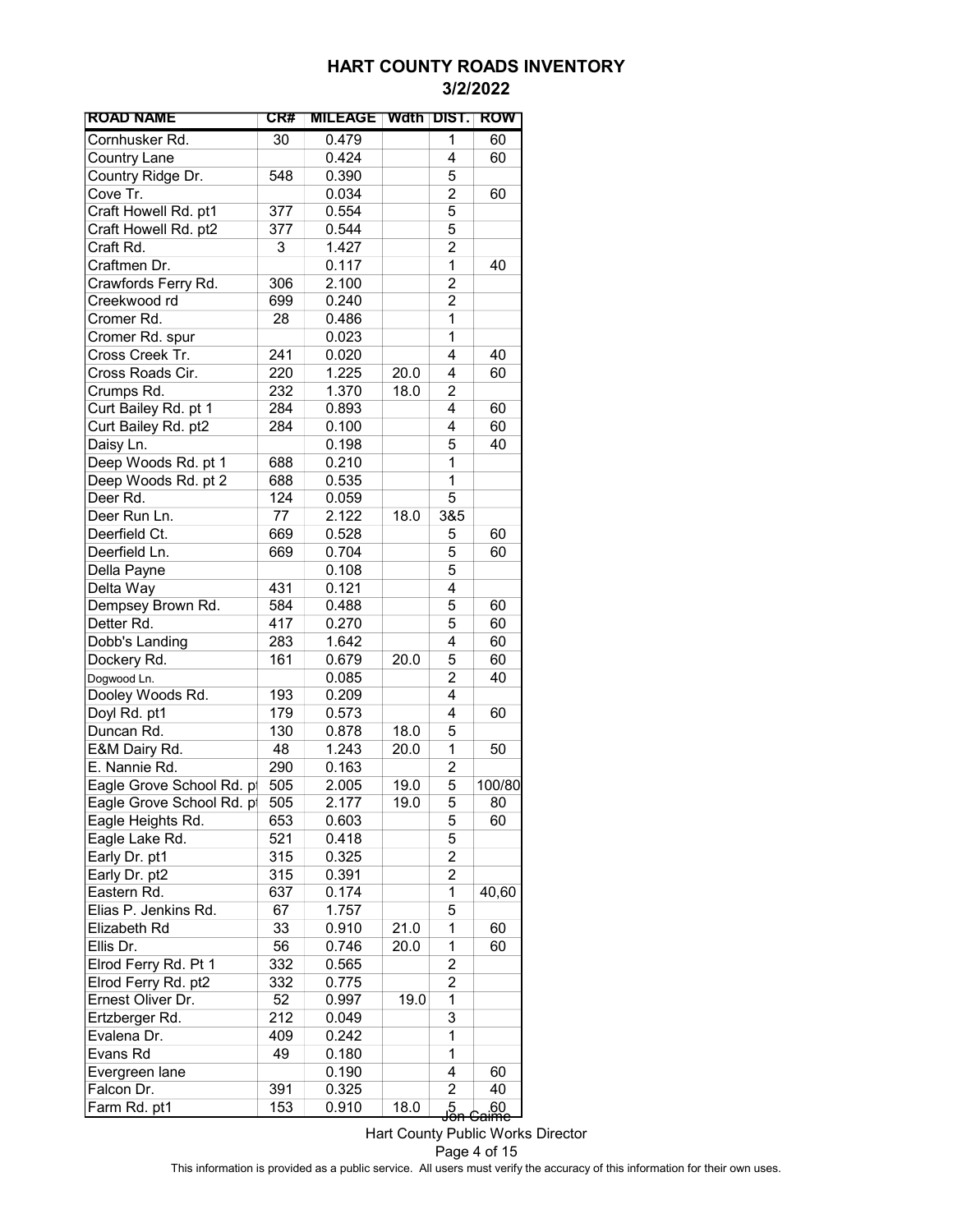# HART COUNTY ROADS INVENTORY

## 3/2/2022

| ROAD NAME | CR# | MILEAGE | Wdth | DIST. | ROW |
|---|---|---|---|---|---|
| Cornhusker Rd. | 30 | 0.479 | | 1 | 60 |
| Country Lane | | 0.424 | | 4 | 60 |
| Country Ridge Dr. | 548 | 0.390 | | 5 | |
| Cove Tr. | | 0.034 | | 2 | 60 |
| Craft Howell Rd. pt1 | 377 | 0.554 | | 5 | |
| Craft Howell Rd. pt2 | 377 | 0.544 | | 5 | |
| Craft Rd. | 3 | 1.427 | | 2 | |
| Craftmen Dr. | | 0.117 | | 1 | 40 |
| Crawfords Ferry Rd. | 306 | 2.100 | | 2 | |
| Creekwood rd | 699 | 0.240 | | 2 | |
| Cromer Rd. | 28 | 0.486 | | 1 | |
| Cromer Rd. spur | | 0.023 | | 1 | |
| Cross Creek Tr. | 241 | 0.020 | | 4 | 40 |
| Cross Roads Cir. | 220 | 1.225 | 20.0 | 4 | 60 |
| Crumps Rd. | 232 | 1.370 | 18.0 | 2 | |
| Curt Bailey Rd. pt 1 | 284 | 0.893 | | 4 | 60 |
| Curt Bailey Rd. pt2 | 284 | 0.100 | | 4 | 60 |
| Daisy Ln. | | 0.198 | | 5 | 40 |
| Deep Woods Rd. pt 1 | 688 | 0.210 | | 1 | |
| Deep Woods Rd. pt 2 | 688 | 0.535 | | 1 | |
| Deer Rd. | 124 | 0.059 | | 5 | |
| Deer Run Ln. | 77 | 2.122 | 18.0 | 3&5 | |
| Deerfield Ct. | 669 | 0.528 | | 5 | 60 |
| Deerfield Ln. | 669 | 0.704 | | 5 | 60 |
| Della Payne | | 0.108 | | 5 | |
| Delta Way | 431 | 0.121 | | 4 | |
| Dempsey Brown Rd. | 584 | 0.488 | | 5 | 60 |
| Detter Rd. | 417 | 0.270 | | 5 | 60 |
| Dobb's Landing | 283 | 1.642 | | 4 | 60 |
| Dockery Rd. | 161 | 0.679 | 20.0 | 5 | 60 |
| Dogwood Ln. | | 0.085 | | 2 | 40 |
| Dooley Woods Rd. | 193 | 0.209 | | 4 | |
| Doyl Rd. pt1 | 179 | 0.573 | | 4 | 60 |
| Duncan Rd. | 130 | 0.878 | 18.0 | 5 | |
| E&M Dairy Rd. | 48 | 1.243 | 20.0 | 1 | 50 |
| E. Nannie Rd. | 290 | 0.163 | | 2 | |
| Eagle Grove School Rd. pt | 505 | 2.005 | 19.0 | 5 | 100/80 |
| Eagle Grove School Rd. pt | 505 | 2.177 | 19.0 | 5 | 80 |
| Eagle Heights Rd. | 653 | 0.603 | | 5 | 60 |
| Eagle Lake Rd. | 521 | 0.418 | | 5 | |
| Early Dr. pt1 | 315 | 0.325 | | 2 | |
| Early Dr. pt2 | 315 | 0.391 | | 2 | |
| Eastern Rd. | 637 | 0.174 | | 1 | 40,60 |
| Elias P. Jenkins Rd. | 67 | 1.757 | | 5 | |
| Elizabeth Rd | 33 | 0.910 | 21.0 | 1 | 60 |
| Ellis Dr. | 56 | 0.746 | 20.0 | 1 | 60 |
| Elrod Ferry Rd. Pt 1 | 332 | 0.565 | | 2 | |
| Elrod Ferry Rd. pt2 | 332 | 0.775 | | 2 | |
| Ernest Oliver Dr. | 52 | 0.997 | 19.0 | 1 | |
| Ertzberger Rd. | 212 | 0.049 | | 3 | |
| Evalena Dr. | 409 | 0.242 | | 1 | |
| Evans Rd | 49 | 0.180 | | 1 | |
| Evergreen lane | | 0.190 | | 4 | 60 |
| Falcon Dr. | 391 | 0.325 | | 2 | 40 |
| Farm Rd. pt1 | 153 | 0.910 | 18.0 | 5 | 60 |

Jon Caime
Hart County Public Works Director

This information is provided as a public service. All users must verify the accuracy of this information for their own uses.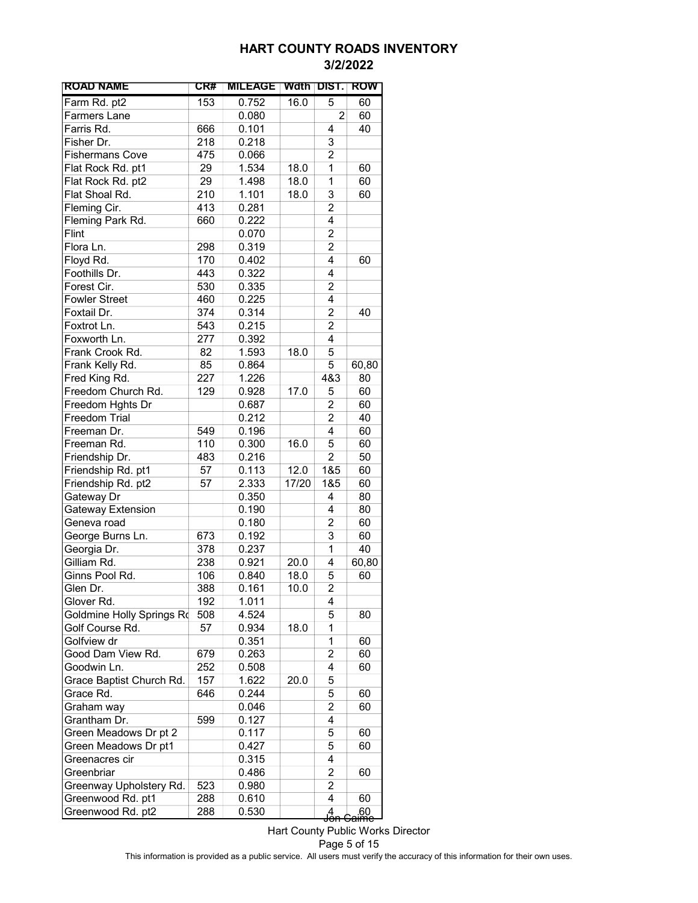# HART COUNTY ROADS INVENTORY

## 3/2/2022

| ROAD NAME | CR# | MILEAGE | Wdth | DIST. | ROW |
|---|---|---|---|---|---|
| Farm Rd. pt2 | 153 | 0.752 | 16.0 | 5 | 60 |
| Farmers Lane | | 0.080 | | 2 | 60 |
| Farris Rd. | 666 | 0.101 | | 4 | 40 |
| Fisher Dr. | 218 | 0.218 | | 3 | |
| Fishermans Cove | 475 | 0.066 | | 2 | |
| Flat Rock Rd. pt1 | 29 | 1.534 | 18.0 | 1 | 60 |
| Flat Rock Rd. pt2 | 29 | 1.498 | 18.0 | 1 | 60 |
| Flat Shoal Rd. | 210 | 1.101 | 18.0 | 3 | 60 |
| Fleming Cir. | 413 | 0.281 | | 2 | |
| Fleming Park Rd. | 660 | 0.222 | | 4 | |
| Flint | | 0.070 | | 2 | |
| Flora Ln. | 298 | 0.319 | | 2 | |
| Floyd Rd. | 170 | 0.402 | | 4 | 60 |
| Foothills Dr. | 443 | 0.322 | | 4 | |
| Forest Cir. | 530 | 0.335 | | 2 | |
| Fowler Street | 460 | 0.225 | | 4 | |
| Foxtail Dr. | 374 | 0.314 | | 2 | 40 |
| Foxtrot Ln. | 543 | 0.215 | | 2 | |
| Foxworth Ln. | 277 | 0.392 | | 4 | |
| Frank Crook Rd. | 82 | 1.593 | 18.0 | 5 | |
| Frank Kelly Rd. | 85 | 0.864 | | 5 | 60,80 |
| Fred King Rd. | 227 | 1.226 | | 4&3 | 80 |
| Freedom Church Rd. | 129 | 0.928 | 17.0 | 5 | 60 |
| Freedom Hghts Dr | | 0.687 | | 2 | 60 |
| Freedom Trial | | 0.212 | | 2 | 40 |
| Freeman Dr. | 549 | 0.196 | | 4 | 60 |
| Freeman Rd. | 110 | 0.300 | 16.0 | 5 | 60 |
| Friendship Dr. | 483 | 0.216 | | 2 | 50 |
| Friendship Rd. pt1 | 57 | 0.113 | 12.0 | 1&5 | 60 |
| Friendship Rd. pt2 | 57 | 2.333 | 17/20 | 1&5 | 60 |
| Gateway Dr | | 0.350 | | 4 | 80 |
| Gateway Extension | | 0.190 | | 4 | 80 |
| Geneva road | | 0.180 | | 2 | 60 |
| George Burns Ln. | 673 | 0.192 | | 3 | 60 |
| Georgia Dr. | 378 | 0.237 | | 1 | 40 |
| Gilliam Rd. | 238 | 0.921 | 20.0 | 4 | 60,80 |
| Ginns Pool Rd. | 106 | 0.840 | 18.0 | 5 | 60 |
| Glen Dr. | 388 | 0.161 | 10.0 | 2 | |
| Glover Rd. | 192 | 1.011 | | 4 | |
| Goldmine Holly Springs Rd | 508 | 4.524 | | 5 | 80 |
| Golf Course Rd. | 57 | 0.934 | 18.0 | 1 | |
| Golfview dr | | 0.351 | | 1 | 60 |
| Good Dam View Rd. | 679 | 0.263 | | 2 | 60 |
| Goodwin Ln. | 252 | 0.508 | | 4 | 60 |
| Grace Baptist Church Rd. | 157 | 1.622 | 20.0 | 5 | |
| Grace Rd. | 646 | 0.244 | | 5 | 60 |
| Graham way | | 0.046 | | 2 | 60 |
| Grantham Dr. | 599 | 0.127 | | 4 | |
| Green Meadows Dr pt 2 | | 0.117 | | 5 | 60 |
| Green Meadows Dr pt1 | | 0.427 | | 5 | 60 |
| Greenacres cir | | 0.315 | | 4 | |
| Greenbriar | | 0.486 | | 2 | 60 |
| Greenway Upholstery Rd. | 523 | 0.980 | | 2 | |
| Greenwood Rd. pt1 | 288 | 0.610 | | 4 | 60 |
| Greenwood Rd. pt2 | 288 | 0.530 | | 4 | 60 |

Jon Caime
Hart County Public Works Director

This information is provided as a public service. All users must verify the accuracy of this information for their own uses.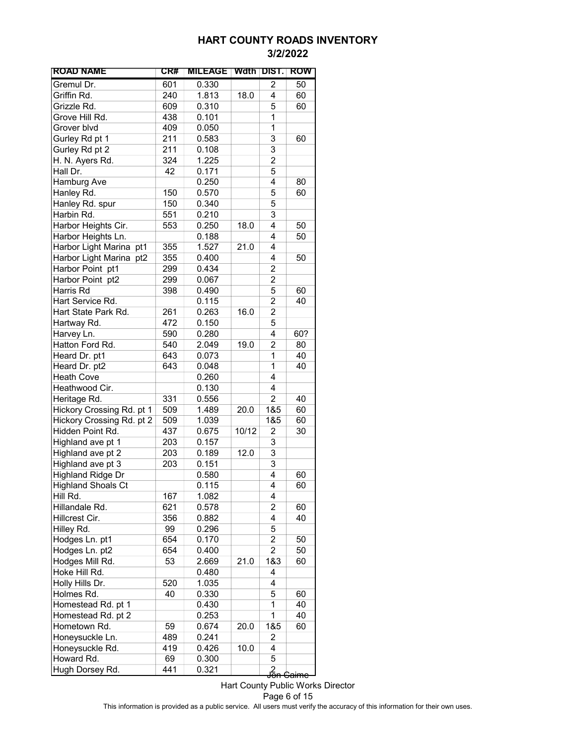# HART COUNTY ROADS INVENTORY

## 3/2/2022

| ROAD NAME | CR# | MILEAGE | Wdth | DIST. | ROW |
|---|---|---|---|---|---|
| Gremul Dr. | 601 | 0.330 | | 2 | 50 |
| Griffin Rd. | 240 | 1.813 | 18.0 | 4 | 60 |
| Grizzle Rd. | 609 | 0.310 | | 5 | 60 |
| Grove Hill Rd. | 438 | 0.101 | | 1 | |
| Grover blvd | 409 | 0.050 | | 1 | |
| Gurley Rd pt 1 | 211 | 0.583 | | 3 | 60 |
| Gurley Rd pt 2 | 211 | 0.108 | | 3 | |
| H. N. Ayers Rd. | 324 | 1.225 | | 2 | |
| Hall Dr. | 42 | 0.171 | | 5 | |
| Hamburg Ave | | 0.250 | | 4 | 80 |
| Hanley Rd. | 150 | 0.570 | | 5 | 60 |
| Hanley Rd. spur | 150 | 0.340 | | 5 | |
| Harbin Rd. | 551 | 0.210 | | 3 | |
| Harbor Heights Cir. | 553 | 0.250 | 18.0 | 4 | 50 |
| Harbor Heights Ln. | | 0.188 | | 4 | 50 |
| Harbor Light Marina pt1 | 355 | 1.527 | 21.0 | 4 | |
| Harbor Light Marina pt2 | 355 | 0.400 | | 4 | 50 |
| Harbor Point pt1 | 299 | 0.434 | | 2 | |
| Harbor Point pt2 | 299 | 0.067 | | 2 | |
| Harris Rd | 398 | 0.490 | | 5 | 60 |
| Hart Service Rd. | | 0.115 | | 2 | 40 |
| Hart State Park Rd. | 261 | 0.263 | 16.0 | 2 | |
| Hartway Rd. | 472 | 0.150 | | 5 | |
| Harvey Ln. | 590 | 0.280 | | 4 | 60? |
| Hatton Ford Rd. | 540 | 2.049 | 19.0 | 2 | 80 |
| Heard Dr. pt1 | 643 | 0.073 | | 1 | 40 |
| Heard Dr. pt2 | 643 | 0.048 | | 1 | 40 |
| Heath Cove | | 0.260 | | 4 | |
| Heathwood Cir. | | 0.130 | | 4 | |
| Heritage Rd. | 331 | 0.556 | | 2 | 40 |
| Hickory Crossing Rd. pt 1 | 509 | 1.489 | 20.0 | 1&5 | 60 |
| Hickory Crossing Rd. pt 2 | 509 | 1.039 | | 1&5 | 60 |
| Hidden Point Rd. | 437 | 0.675 | 10/12 | 2 | 30 |
| Highland ave pt 1 | 203 | 0.157 | | 3 | |
| Highland ave pt 2 | 203 | 0.189 | 12.0 | 3 | |
| Highland ave pt 3 | 203 | 0.151 | | 3 | |
| Highland Ridge Dr | | 0.580 | | 4 | 60 |
| Highland Shoals Ct | | 0.115 | | 4 | 60 |
| Hill Rd. | 167 | 1.082 | | 4 | |
| Hillandale Rd. | 621 | 0.578 | | 2 | 60 |
| Hillcrest Cir. | 356 | 0.882 | | 4 | 40 |
| Hilley Rd. | 99 | 0.296 | | 5 | |
| Hodges Ln. pt1 | 654 | 0.170 | | 2 | 50 |
| Hodges Ln. pt2 | 654 | 0.400 | | 2 | 50 |
| Hodges Mill Rd. | 53 | 2.669 | 21.0 | 1&3 | 60 |
| Hoke Hill Rd. | | 0.480 | | 4 | |
| Holly Hills Dr. | 520 | 1.035 | | 4 | |
| Holmes Rd. | 40 | 0.330 | | 5 | 60 |
| Homestead Rd. pt 1 | | 0.430 | | 1 | 40 |
| Homestead Rd. pt 2 | | 0.253 | | 1 | 40 |
| Hometown Rd. | 59 | 0.674 | 20.0 | 1&5 | 60 |
| Honeysuckle Ln. | 489 | 0.241 | | 2 | |
| Honeysuckle Rd. | 419 | 0.426 | 10.0 | 4 | |
| Howard Rd. | 69 | 0.300 | | 5 | |
| Hugh Dorsey Rd. | 441 | 0.321 | | 2 | |

Jon Caime
Hart County Public Works Director

This information is provided as a public service. All users must verify the accuracy of this information for their own uses.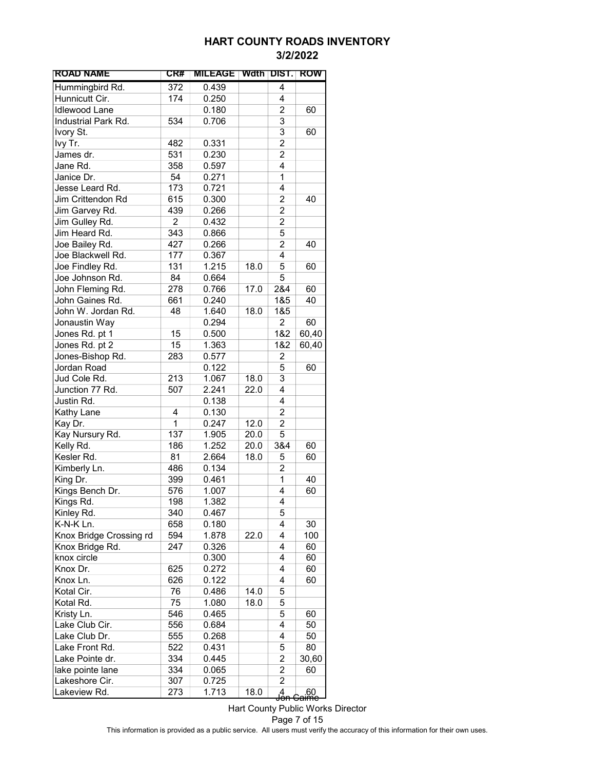# HART COUNTY ROADS INVENTORY

## 3/2/2022

| ROAD NAME | CR# | MILEAGE | Wdth | DIST. | ROW |
|---|---|---|---|---|---|
| Hummingbird Rd. | 372 | 0.439 | | 4 | |
| Hunnicutt Cir. | 174 | 0.250 | | 4 | |
| Idlewood Lane | | 0.180 | | 2 | 60 |
| Industrial Park Rd. | 534 | 0.706 | | 3 | |
| Ivory St. | | | | 3 | 60 |
| Ivy Tr. | 482 | 0.331 | | 2 | |
| James dr. | 531 | 0.230 | | 2 | |
| Jane Rd. | 358 | 0.597 | | 4 | |
| Janice Dr. | 54 | 0.271 | | 1 | |
| Jesse Leard Rd. | 173 | 0.721 | | 4 | |
| Jim Crittendon Rd | 615 | 0.300 | | 2 | 40 |
| Jim Garvey Rd. | 439 | 0.266 | | 2 | |
| Jim Gulley Rd. | 2 | 0.432 | | 2 | |
| Jim Heard Rd. | 343 | 0.866 | | 5 | |
| Joe Bailey Rd. | 427 | 0.266 | | 2 | 40 |
| Joe Blackwell Rd. | 177 | 0.367 | | 4 | |
| Joe Findley Rd. | 131 | 1.215 | 18.0 | 5 | 60 |
| Joe Johnson Rd. | 84 | 0.664 | | 5 | |
| John Fleming Rd. | 278 | 0.766 | 17.0 | 2&4 | 60 |
| John Gaines Rd. | 661 | 0.240 | | 1&5 | 40 |
| John W. Jordan Rd. | 48 | 1.640 | 18.0 | 1&5 | |
| Jonaustin Way | | 0.294 | | 2 | 60 |
| Jones Rd. pt 1 | 15 | 0.500 | | 1&2 | 60,40 |
| Jones Rd. pt 2 | 15 | 1.363 | | 1&2 | 60,40 |
| Jones-Bishop Rd. | 283 | 0.577 | | 2 | |
| Jordan Road | | 0.122 | | 5 | 60 |
| Jud Cole Rd. | 213 | 1.067 | 18.0 | 3 | |
| Junction 77 Rd. | 507 | 2.241 | 22.0 | 4 | |
| Justin Rd. | | 0.138 | | 4 | |
| Kathy Lane | 4 | 0.130 | | 2 | |
| Kay Dr. | 1 | 0.247 | 12.0 | 2 | |
| Kay Nursury Rd. | 137 | 1.905 | 20.0 | 5 | |
| Kelly Rd. | 186 | 1.252 | 20.0 | 3&4 | 60 |
| Kesler Rd. | 81 | 2.664 | 18.0 | 5 | 60 |
| Kimberly Ln. | 486 | 0.134 | | 2 | |
| King Dr. | 399 | 0.461 | | 1 | 40 |
| Kings Bench Dr. | 576 | 1.007 | | 4 | 60 |
| Kings Rd. | 198 | 1.382 | | 4 | |
| Kinley Rd. | 340 | 0.467 | | 5 | |
| K-N-K Ln. | 658 | 0.180 | | 4 | 30 |
| Knox Bridge Crossing rd | 594 | 1.878 | 22.0 | 4 | 100 |
| Knox Bridge Rd. | 247 | 0.326 | | 4 | 60 |
| knox circle | | 0.300 | | 4 | 60 |
| Knox Dr. | 625 | 0.272 | | 4 | 60 |
| Knox Ln. | 626 | 0.122 | | 4 | 60 |
| Kotal Cir. | 76 | 0.486 | 14.0 | 5 | |
| Kotal Rd. | 75 | 1.080 | 18.0 | 5 | |
| Kristy Ln. | 546 | 0.465 | | 5 | 60 |
| Lake Club Cir. | 556 | 0.684 | | 4 | 50 |
| Lake Club Dr. | 555 | 0.268 | | 4 | 50 |
| Lake Front Rd. | 522 | 0.431 | | 5 | 80 |
| Lake Pointe dr. | 334 | 0.445 | | 2 | 30,60 |
| lake pointe lane | 334 | 0.065 | | 2 | 60 |
| Lakeshore Cir. | 307 | 0.725 | | 2 | |
| Lakeview Rd. | 273 | 1.713 | 18.0 | 4 | 60 |

Jon Caime
Hart County Public Works Director

This information is provided as a public service. All users must verify the accuracy of this information for their own uses.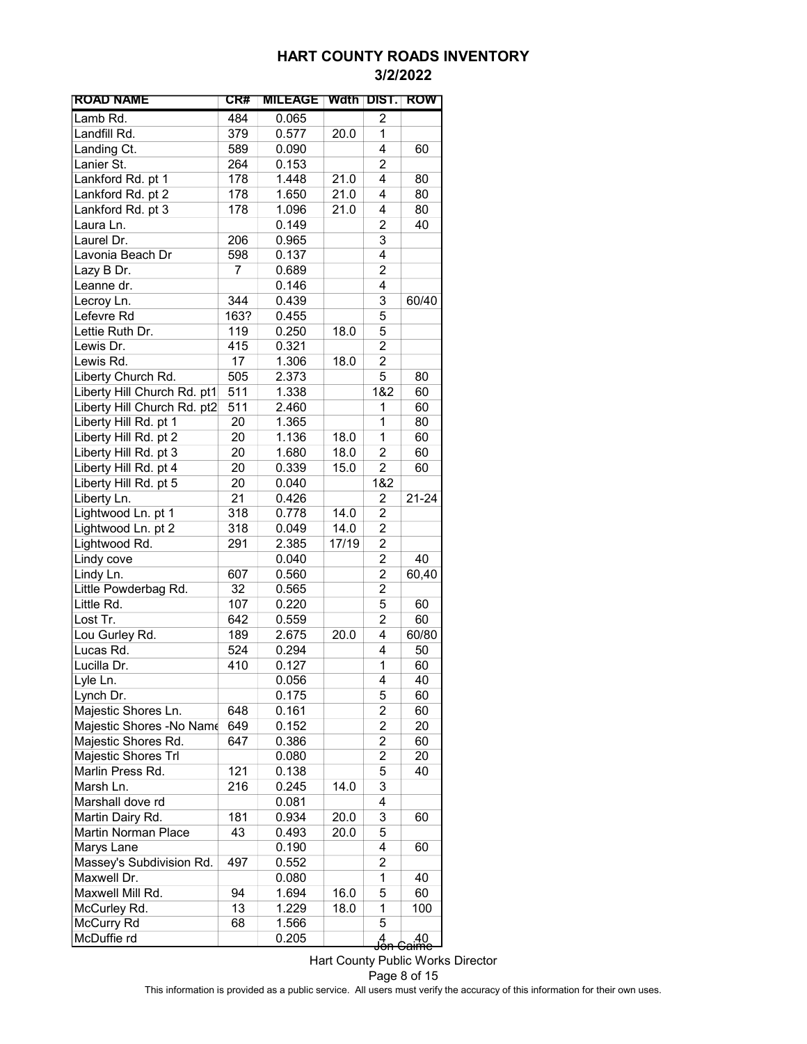# HART COUNTY ROADS INVENTORY

## 3/2/2022

| ROAD NAME | CR# | MILEAGE | Wdth | DIST. | ROW |
|---|---|---|---|---|---|
| Lamb Rd. | 484 | 0.065 | | 2 | |
| Landfill Rd. | 379 | 0.577 | 20.0 | 1 | |
| Landing Ct. | 589 | 0.090 | | 4 | 60 |
| Lanier St. | 264 | 0.153 | | 2 | |
| Lankford Rd. pt 1 | 178 | 1.448 | 21.0 | 4 | 80 |
| Lankford Rd. pt 2 | 178 | 1.650 | 21.0 | 4 | 80 |
| Lankford Rd. pt 3 | 178 | 1.096 | 21.0 | 4 | 80 |
| Laura Ln. | | 0.149 | | 2 | 40 |
| Laurel Dr. | 206 | 0.965 | | 3 | |
| Lavonia Beach Dr | 598 | 0.137 | | 4 | |
| Lazy B Dr. | 7 | 0.689 | | 2 | |
| Leanne dr. | | 0.146 | | 4 | |
| Lecroy Ln. | 344 | 0.439 | | 3 | 60/40 |
| Lefevre Rd | 163? | 0.455 | | 5 | |
| Lettie Ruth Dr. | 119 | 0.250 | 18.0 | 5 | |
| Lewis Dr. | 415 | 0.321 | | 2 | |
| Lewis Rd. | 17 | 1.306 | 18.0 | 2 | |
| Liberty Church Rd. | 505 | 2.373 | | 5 | 80 |
| Liberty Hill Church Rd. pt1 | 511 | 1.338 | | 1&2 | 60 |
| Liberty Hill Church Rd. pt2 | 511 | 2.460 | | 1 | 60 |
| Liberty Hill Rd. pt 1 | 20 | 1.365 | | 1 | 80 |
| Liberty Hill Rd. pt 2 | 20 | 1.136 | 18.0 | 1 | 60 |
| Liberty Hill Rd. pt 3 | 20 | 1.680 | 18.0 | 2 | 60 |
| Liberty Hill Rd. pt 4 | 20 | 0.339 | 15.0 | 2 | 60 |
| Liberty Hill Rd. pt 5 | 20 | 0.040 | | 1&2 | |
| Liberty Ln. | 21 | 0.426 | | 2 | 21-24 |
| Lightwood Ln. pt 1 | 318 | 0.778 | 14.0 | 2 | |
| Lightwood Ln. pt 2 | 318 | 0.049 | 14.0 | 2 | |
| Lightwood Rd. | 291 | 2.385 | 17/19 | 2 | |
| Lindy cove | | 0.040 | | 2 | 40 |
| Lindy Ln. | 607 | 0.560 | | 2 | 60,40 |
| Little Powderbag Rd. | 32 | 0.565 | | 2 | |
| Little Rd. | 107 | 0.220 | | 5 | 60 |
| Lost Tr. | 642 | 0.559 | | 2 | 60 |
| Lou Gurley Rd. | 189 | 2.675 | 20.0 | 4 | 60/80 |
| Lucas Rd. | 524 | 0.294 | | 4 | 50 |
| Lucilla Dr. | 410 | 0.127 | | 1 | 60 |
| Lyle Ln. | | 0.056 | | 4 | 40 |
| Lynch Dr. | | 0.175 | | 5 | 60 |
| Majestic Shores Ln. | 648 | 0.161 | | 2 | 60 |
| Majestic Shores -No Name | 649 | 0.152 | | 2 | 20 |
| Majestic Shores Rd. | 647 | 0.386 | | 2 | 60 |
| Majestic Shores Trl | | 0.080 | | 2 | 20 |
| Marlin Press Rd. | 121 | 0.138 | | 5 | 40 |
| Marsh Ln. | 216 | 0.245 | 14.0 | 3 | |
| Marshall dove rd | | 0.081 | | 4 | |
| Martin Dairy Rd. | 181 | 0.934 | 20.0 | 3 | 60 |
| Martin Norman Place | 43 | 0.493 | 20.0 | 5 | |
| Marys Lane | | 0.190 | | 4 | 60 |
| Massey's Subdivision Rd. | 497 | 0.552 | | 2 | |
| Maxwell Dr. | | 0.080 | | 1 | 40 |
| Maxwell Mill Rd. | 94 | 1.694 | 16.0 | 5 | 60 |
| McCurley Rd. | 13 | 1.229 | 18.0 | 1 | 100 |
| McCurry Rd | 68 | 1.566 | | 5 | |
| McDuffie rd | | 0.205 | | 4 | 40 |

Jon Caime
Hart County Public Works Director

This information is provided as a public service. All users must verify the accuracy of this information for their own uses.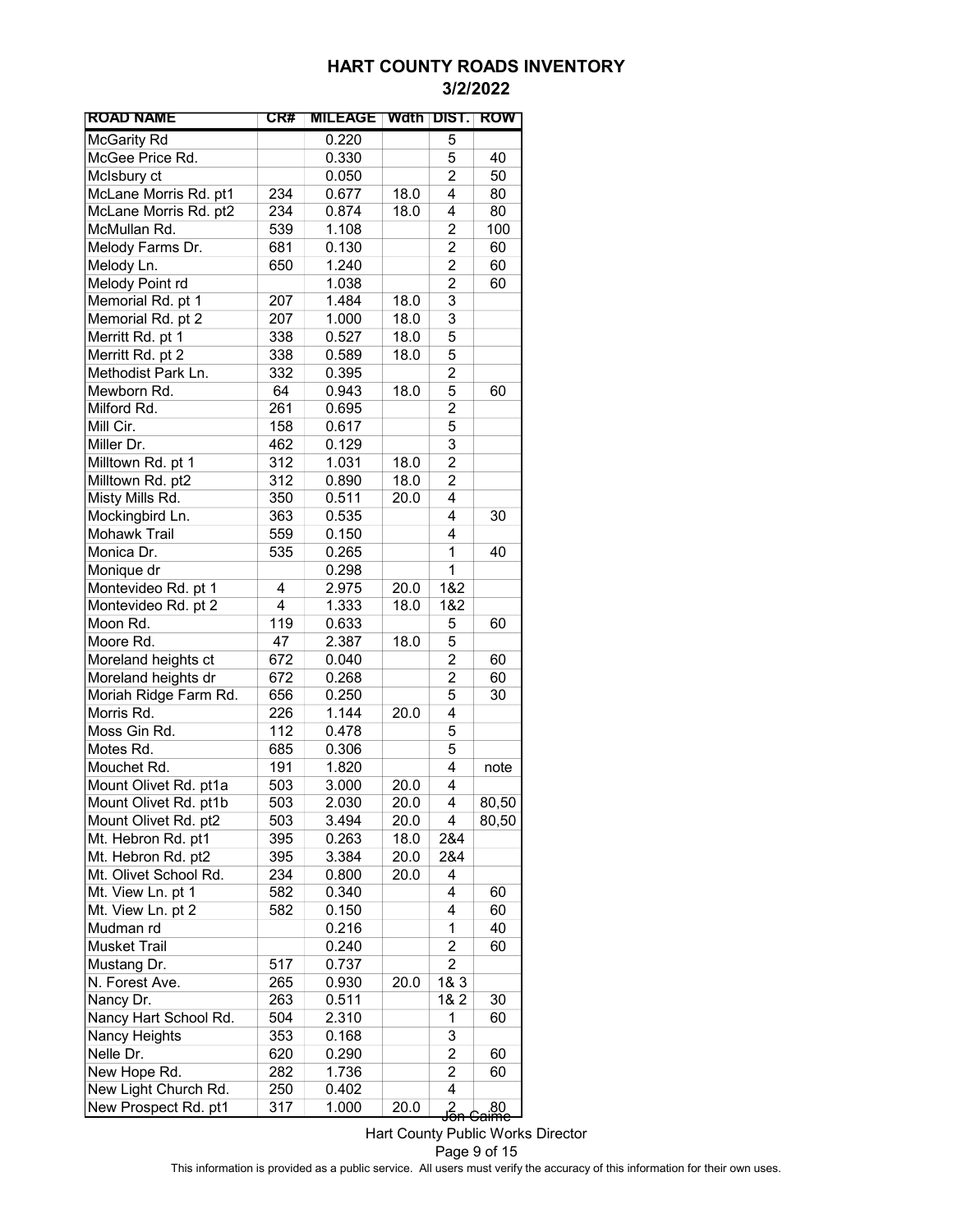# HART COUNTY ROADS INVENTORY

## 3/2/2022

| ROAD NAME | CR# | MILEAGE | Wdth | DIST. | ROW |
|---|---|---|---|---|---|
| McGarity Rd | | 0.220 | | 5 | |
| McGee Price Rd. | | 0.330 | | 5 | 40 |
| McIsbury ct | | 0.050 | | 2 | 50 |
| McLane Morris Rd. pt1 | 234 | 0.677 | 18.0 | 4 | 80 |
| McLane Morris Rd. pt2 | 234 | 0.874 | 18.0 | 4 | 80 |
| McMullan Rd. | 539 | 1.108 | | 2 | 100 |
| Melody Farms Dr. | 681 | 0.130 | | 2 | 60 |
| Melody Ln. | 650 | 1.240 | | 2 | 60 |
| Melody Point rd | | 1.038 | | 2 | 60 |
| Memorial Rd. pt 1 | 207 | 1.484 | 18.0 | 3 | |
| Memorial Rd. pt 2 | 207 | 1.000 | 18.0 | 3 | |
| Merritt Rd. pt 1 | 338 | 0.527 | 18.0 | 5 | |
| Merritt Rd. pt 2 | 338 | 0.589 | 18.0 | 5 | |
| Methodist Park Ln. | 332 | 0.395 | | 2 | |
| Mewborn Rd. | 64 | 0.943 | 18.0 | 5 | 60 |
| Milford Rd. | 261 | 0.695 | | 2 | |
| Mill Cir. | 158 | 0.617 | | 5 | |
| Miller Dr. | 462 | 0.129 | | 3 | |
| Milltown Rd. pt 1 | 312 | 1.031 | 18.0 | 2 | |
| Milltown Rd. pt2 | 312 | 0.890 | 18.0 | 2 | |
| Misty Mills Rd. | 350 | 0.511 | 20.0 | 4 | |
| Mockingbird Ln. | 363 | 0.535 | | 4 | 30 |
| Mohawk Trail | 559 | 0.150 | | 4 | |
| Monica Dr. | 535 | 0.265 | | 1 | 40 |
| Monique dr | | 0.298 | | 1 | |
| Montevideo Rd. pt 1 | 4 | 2.975 | 20.0 | 1&2 | |
| Montevideo Rd. pt 2 | 4 | 1.333 | 18.0 | 1&2 | |
| Moon Rd. | 119 | 0.633 | | 5 | 60 |
| Moore Rd. | 47 | 2.387 | 18.0 | 5 | |
| Moreland heights ct | 672 | 0.040 | | 2 | 60 |
| Moreland heights dr | 672 | 0.268 | | 2 | 60 |
| Moriah Ridge Farm Rd. | 656 | 0.250 | | 5 | 30 |
| Morris Rd. | 226 | 1.144 | 20.0 | 4 | |
| Moss Gin Rd. | 112 | 0.478 | | 5 | |
| Motes Rd. | 685 | 0.306 | | 5 | |
| Mouchet Rd. | 191 | 1.820 | | 4 | note |
| Mount Olivet Rd. pt1a | 503 | 3.000 | 20.0 | 4 | |
| Mount Olivet Rd. pt1b | 503 | 2.030 | 20.0 | 4 | 80,50 |
| Mount Olivet Rd. pt2 | 503 | 3.494 | 20.0 | 4 | 80,50 |
| Mt. Hebron Rd. pt1 | 395 | 0.263 | 18.0 | 2&4 | |
| Mt. Hebron Rd. pt2 | 395 | 3.384 | 20.0 | 2&4 | |
| Mt. Olivet School Rd. | 234 | 0.800 | 20.0 | 4 | |
| Mt. View Ln. pt 1 | 582 | 0.340 | | 4 | 60 |
| Mt. View Ln. pt 2 | 582 | 0.150 | | 4 | 60 |
| Mudman rd | | 0.216 | | 1 | 40 |
| Musket Trail | | 0.240 | | 2 | 60 |
| Mustang Dr. | 517 | 0.737 | | 2 | |
| N. Forest Ave. | 265 | 0.930 | 20.0 | 1& 3 | |
| Nancy Dr. | 263 | 0.511 | | 1& 2 | 30 |
| Nancy Hart School Rd. | 504 | 2.310 | | 1 | 60 |
| Nancy Heights | 353 | 0.168 | | 3 | |
| Nelle Dr. | 620 | 0.290 | | 2 | 60 |
| New Hope Rd. | 282 | 1.736 | | 2 | 60 |
| New Light Church Rd. | 250 | 0.402 | | 4 | |
| New Prospect Rd. pt1 | 317 | 1.000 | 20.0 | 2 | 80 |

Jon Caime
Hart County Public Works Director

This information is provided as a public service. All users must verify the accuracy of this information for their own uses.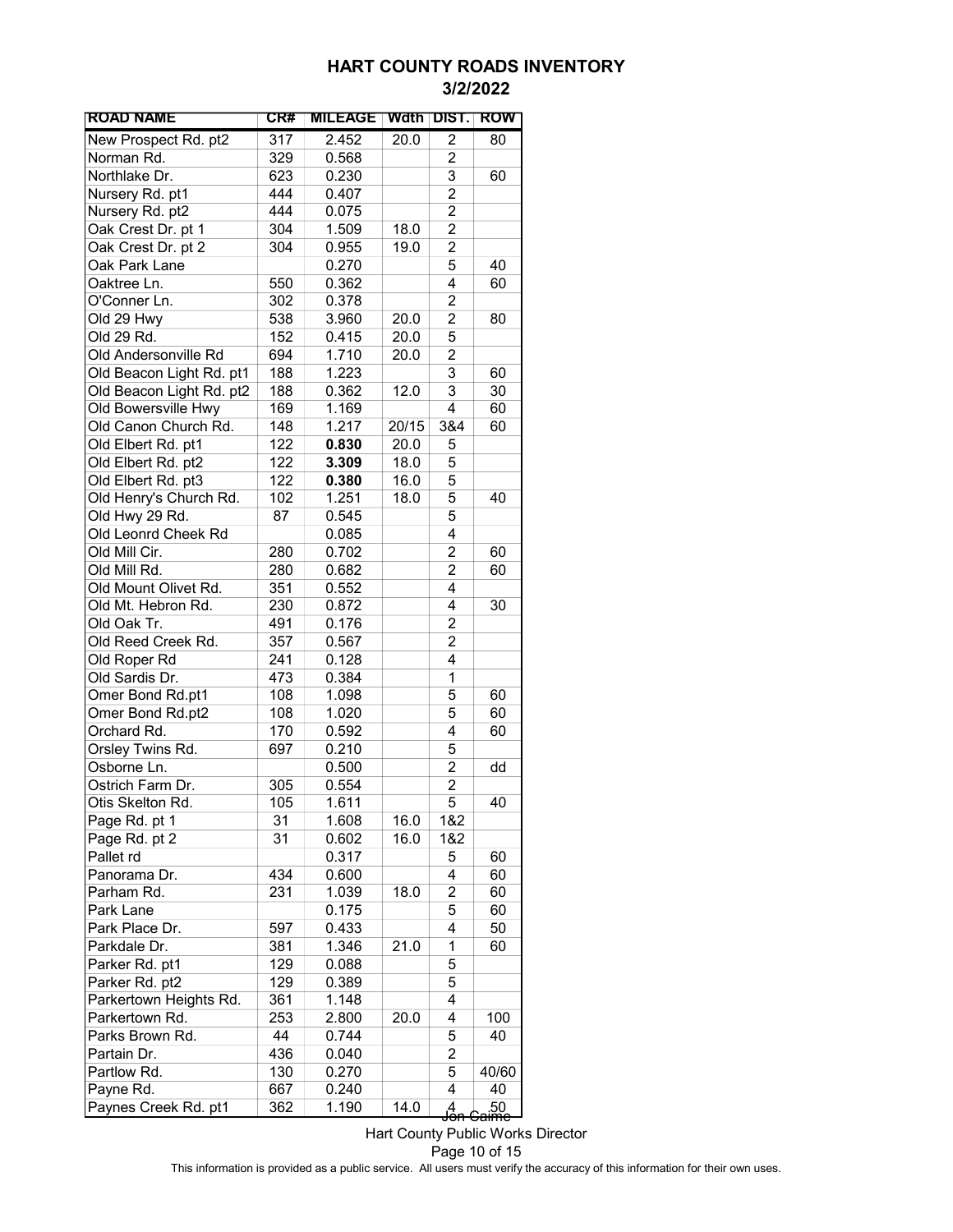# HART COUNTY ROADS INVENTORY

## 3/2/2022

| ROAD NAME | CR# | MILEAGE | Wdth | DIST. | ROW |
|---|---|---|---|---|---|
| New Prospect Rd. pt2 | 317 | 2.452 | 20.0 | 2 | 80 |
| Norman Rd. | 329 | 0.568 | | 2 | |
| Northlake Dr. | 623 | 0.230 | | 3 | 60 |
| Nursery Rd. pt1 | 444 | 0.407 | | 2 | |
| Nursery Rd. pt2 | 444 | 0.075 | | 2 | |
| Oak Crest Dr. pt 1 | 304 | 1.509 | 18.0 | 2 | |
| Oak Crest Dr. pt 2 | 304 | 0.955 | 19.0 | 2 | |
| Oak Park Lane | | 0.270 | | 5 | 40 |
| Oaktree Ln. | 550 | 0.362 | | 4 | 60 |
| O'Conner Ln. | 302 | 0.378 | | 2 | |
| Old 29 Hwy | 538 | 3.960 | 20.0 | 2 | 80 |
| Old 29 Rd. | 152 | 0.415 | 20.0 | 5 | |
| Old Andersonville Rd | 694 | 1.710 | 20.0 | 2 | |
| Old Beacon Light Rd. pt1 | 188 | 1.223 | | 3 | 60 |
| Old Beacon Light Rd. pt2 | 188 | 0.362 | 12.0 | 3 | 30 |
| Old Bowersville Hwy | 169 | 1.169 | | 4 | 60 |
| Old Canon Church Rd. | 148 | 1.217 | 20/15 | 3&4 | 60 |
| Old Elbert Rd. pt1 | 122 | **0.830** | 20.0 | 5 | |
| Old Elbert Rd. pt2 | 122 | **3.309** | 18.0 | 5 | |
| Old Elbert Rd. pt3 | 122 | **0.380** | 16.0 | 5 | |
| Old Henry's Church Rd. | 102 | 1.251 | 18.0 | 5 | 40 |
| Old Hwy 29 Rd. | 87 | 0.545 | | 5 | |
| Old Leonrd Cheek Rd | | 0.085 | | 4 | |
| Old Mill Cir. | 280 | 0.702 | | 2 | 60 |
| Old Mill Rd. | 280 | 0.682 | | 2 | 60 |
| Old Mount Olivet Rd. | 351 | 0.552 | | 4 | |
| Old Mt. Hebron Rd. | 230 | 0.872 | | 4 | 30 |
| Old Oak Tr. | 491 | 0.176 | | 2 | |
| Old Reed Creek Rd. | 357 | 0.567 | | 2 | |
| Old Roper Rd | 241 | 0.128 | | 4 | |
| Old Sardis Dr. | 473 | 0.384 | | 1 | |
| Omer Bond Rd.pt1 | 108 | 1.098 | | 5 | 60 |
| Omer Bond Rd.pt2 | 108 | 1.020 | | 5 | 60 |
| Orchard Rd. | 170 | 0.592 | | 4 | 60 |
| Orsley Twins Rd. | 697 | 0.210 | | 5 | |
| Osborne Ln. | | 0.500 | | 2 | dd |
| Ostrich Farm Dr. | 305 | 0.554 | | 2 | |
| Otis Skelton Rd. | 105 | 1.611 | | 5 | 40 |
| Page Rd. pt 1 | 31 | 1.608 | 16.0 | 1&2 | |
| Page Rd. pt 2 | 31 | 0.602 | 16.0 | 1&2 | |
| Pallet rd | | 0.317 | | 5 | 60 |
| Panorama Dr. | 434 | 0.600 | | 4 | 60 |
| Parham Rd. | 231 | 1.039 | 18.0 | 2 | 60 |
| Park Lane | | 0.175 | | 5 | 60 |
| Park Place Dr. | 597 | 0.433 | | 4 | 50 |
| Parkdale Dr. | 381 | 1.346 | 21.0 | 1 | 60 |
| Parker Rd. pt1 | 129 | 0.088 | | 5 | |
| Parker Rd. pt2 | 129 | 0.389 | | 5 | |
| Parkertown Heights Rd. | 361 | 1.148 | | 4 | |
| Parkertown Rd. | 253 | 2.800 | 20.0 | 4 | 100 |
| Parks Brown Rd. | 44 | 0.744 | | 5 | 40 |
| Partain Dr. | 436 | 0.040 | | 2 | |
| Partlow Rd. | 130 | 0.270 | | 5 | 40/60 |
| Payne Rd. | 667 | 0.240 | | 4 | 40 |
| Paynes Creek Rd. pt1 | 362 | 1.190 | 14.0 | 4 | 50 |

Jon Caime
Hart County Public Works Director

This information is provided as a public service. All users must verify the accuracy of this information for their own uses.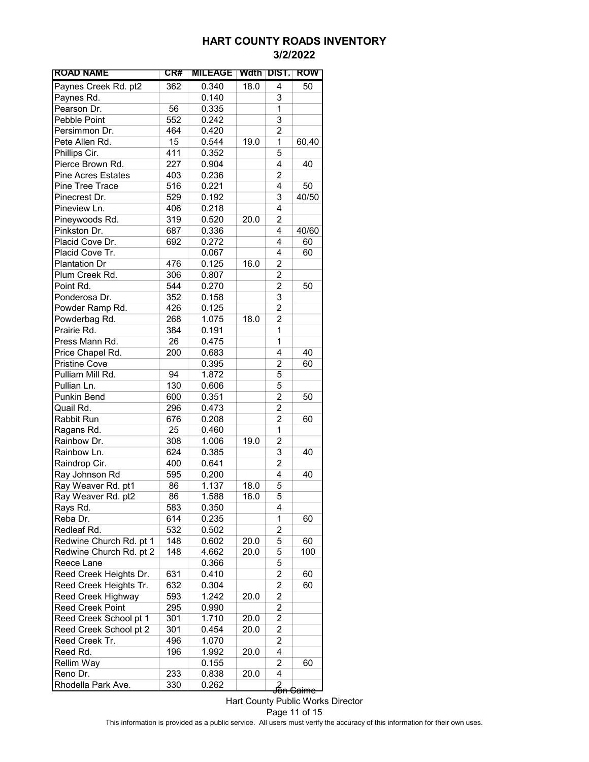# HART COUNTY ROADS INVENTORY

## 3/2/2022

| ROAD NAME | CR# | MILEAGE | Wdth | DIST. | ROW |
|---|---|---|---|---|---|
| Paynes Creek Rd. pt2 | 362 | 0.340 | 18.0 | 4 | 50 |
| Paynes Rd. | | 0.140 | | 3 | |
| Pearson Dr. | 56 | 0.335 | | 1 | |
| Pebble Point | 552 | 0.242 | | 3 | |
| Persimmon Dr. | 464 | 0.420 | | 2 | |
| Pete Allen Rd. | 15 | 0.544 | 19.0 | 1 | 60,40 |
| Phillips Cir. | 411 | 0.352 | | 5 | |
| Pierce Brown Rd. | 227 | 0.904 | | 4 | 40 |
| Pine Acres Estates | 403 | 0.236 | | 2 | |
| Pine Tree Trace | 516 | 0.221 | | 4 | 50 |
| Pinecrest Dr. | 529 | 0.192 | | 3 | 40/50 |
| Pineview Ln. | 406 | 0.218 | | 4 | |
| Pineywoods Rd. | 319 | 0.520 | 20.0 | 2 | |
| Pinkston Dr. | 687 | 0.336 | | 4 | 40/60 |
| Placid Cove Dr. | 692 | 0.272 | | 4 | 60 |
| Placid Cove Tr. | | 0.067 | | 4 | 60 |
| Plantation Dr | 476 | 0.125 | 16.0 | 2 | |
| Plum Creek Rd. | 306 | 0.807 | | 2 | |
| Point Rd. | 544 | 0.270 | | 2 | 50 |
| Ponderosa Dr. | 352 | 0.158 | | 3 | |
| Powder Ramp Rd. | 426 | 0.125 | | 2 | |
| Powderbag Rd. | 268 | 1.075 | 18.0 | 2 | |
| Prairie Rd. | 384 | 0.191 | | 1 | |
| Press Mann Rd. | 26 | 0.475 | | 1 | |
| Price Chapel Rd. | 200 | 0.683 | | 4 | 40 |
| Pristine Cove | | 0.395 | | 2 | 60 |
| Pulliam Mill Rd. | 94 | 1.872 | | 5 | |
| Pullian Ln. | 130 | 0.606 | | 5 | |
| Punkin Bend | 600 | 0.351 | | 2 | 50 |
| Quail Rd. | 296 | 0.473 | | 2 | |
| Rabbit Run | 676 | 0.208 | | 2 | 60 |
| Ragans Rd. | 25 | 0.460 | | 1 | |
| Rainbow Dr. | 308 | 1.006 | 19.0 | 2 | |
| Rainbow Ln. | 624 | 0.385 | | 3 | 40 |
| Raindrop Cir. | 400 | 0.641 | | 2 | |
| Ray Johnson Rd | 595 | 0.200 | | 4 | 40 |
| Ray Weaver Rd. pt1 | 86 | 1.137 | 18.0 | 5 | |
| Ray Weaver Rd. pt2 | 86 | 1.588 | 16.0 | 5 | |
| Rays Rd. | 583 | 0.350 | | 4 | |
| Reba Dr. | 614 | 0.235 | | 1 | 60 |
| Redleaf Rd. | 532 | 0.502 | | 2 | |
| Redwine Church Rd. pt 1 | 148 | 0.602 | 20.0 | 5 | 60 |
| Redwine Church Rd. pt 2 | 148 | 4.662 | 20.0 | 5 | 100 |
| Reece Lane | | 0.366 | | 5 | |
| Reed Creek Heights Dr. | 631 | 0.410 | | 2 | 60 |
| Reed Creek Heights Tr. | 632 | 0.304 | | 2 | 60 |
| Reed Creek Highway | 593 | 1.242 | 20.0 | 2 | |
| Reed Creek Point | 295 | 0.990 | | 2 | |
| Reed Creek School pt 1 | 301 | 1.710 | 20.0 | 2 | |
| Reed Creek School pt 2 | 301 | 0.454 | 20.0 | 2 | |
| Reed Creek Tr. | 496 | 1.070 | | 2 | |
| Reed Rd. | 196 | 1.992 | 20.0 | 4 | |
| Rellim Way | | 0.155 | | 2 | 60 |
| Reno Dr. | 233 | 0.838 | 20.0 | 4 | |
| Rhodella Park Ave. | 330 | 0.262 | | 2 | |

Jon Caime
Hart County Public Works Director

This information is provided as a public service. All users must verify the accuracy of this information for their own uses.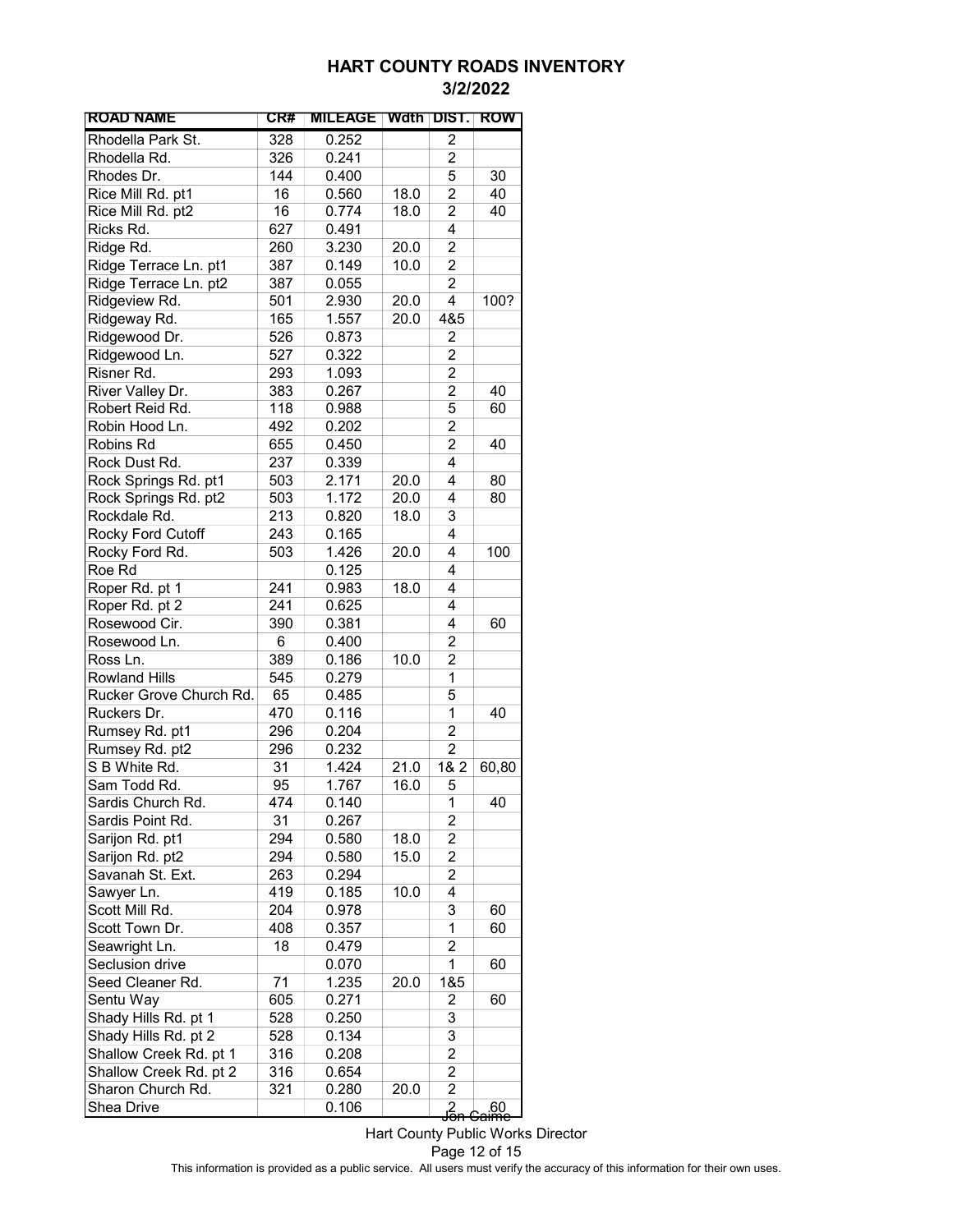# HART COUNTY ROADS INVENTORY

## 3/2/2022

| ROAD NAME | CR# | MILEAGE | Wdth | DIST. | ROW |
|---|---|---|---|---|---|
| Rhodella Park St. | 328 | 0.252 | | 2 | |
| Rhodella Rd. | 326 | 0.241 | | 2 | |
| Rhodes Dr. | 144 | 0.400 | | 5 | 30 |
| Rice Mill Rd. pt1 | 16 | 0.560 | 18.0 | 2 | 40 |
| Rice Mill Rd. pt2 | 16 | 0.774 | 18.0 | 2 | 40 |
| Ricks Rd. | 627 | 0.491 | | 4 | |
| Ridge Rd. | 260 | 3.230 | 20.0 | 2 | |
| Ridge Terrace Ln. pt1 | 387 | 0.149 | 10.0 | 2 | |
| Ridge Terrace Ln. pt2 | 387 | 0.055 | | 2 | |
| Ridgeview Rd. | 501 | 2.930 | 20.0 | 4 | 100? |
| Ridgeway Rd. | 165 | 1.557 | 20.0 | 4&5 | |
| Ridgewood Dr. | 526 | 0.873 | | 2 | |
| Ridgewood Ln. | 527 | 0.322 | | 2 | |
| Risner Rd. | 293 | 1.093 | | 2 | |
| River Valley Dr. | 383 | 0.267 | | 2 | 40 |
| Robert Reid Rd. | 118 | 0.988 | | 5 | 60 |
| Robin Hood Ln. | 492 | 0.202 | | 2 | |
| Robins Rd | 655 | 0.450 | | 2 | 40 |
| Rock Dust Rd. | 237 | 0.339 | | 4 | |
| Rock Springs Rd. pt1 | 503 | 2.171 | 20.0 | 4 | 80 |
| Rock Springs Rd. pt2 | 503 | 1.172 | 20.0 | 4 | 80 |
| Rockdale Rd. | 213 | 0.820 | 18.0 | 3 | |
| Rocky Ford Cutoff | 243 | 0.165 | | 4 | |
| Rocky Ford Rd. | 503 | 1.426 | 20.0 | 4 | 100 |
| Roe Rd | | 0.125 | | 4 | |
| Roper Rd. pt 1 | 241 | 0.983 | 18.0 | 4 | |
| Roper Rd. pt 2 | 241 | 0.625 | | 4 | |
| Rosewood Cir. | 390 | 0.381 | | 4 | 60 |
| Rosewood Ln. | 6 | 0.400 | | 2 | |
| Ross Ln. | 389 | 0.186 | 10.0 | 2 | |
| Rowland Hills | 545 | 0.279 | | 1 | |
| Rucker Grove Church Rd. | 65 | 0.485 | | 5 | |
| Ruckers Dr. | 470 | 0.116 | | 1 | 40 |
| Rumsey Rd. pt1 | 296 | 0.204 | | 2 | |
| Rumsey Rd. pt2 | 296 | 0.232 | | 2 | |
| S B White Rd. | 31 | 1.424 | 21.0 | 1& 2 | 60,80 |
| Sam Todd Rd. | 95 | 1.767 | 16.0 | 5 | |
| Sardis Church Rd. | 474 | 0.140 | | 1 | 40 |
| Sardis Point Rd. | 31 | 0.267 | | 2 | |
| Sarijon Rd. pt1 | 294 | 0.580 | 18.0 | 2 | |
| Sarijon Rd. pt2 | 294 | 0.580 | 15.0 | 2 | |
| Savanah St. Ext. | 263 | 0.294 | | 2 | |
| Sawyer Ln. | 419 | 0.185 | 10.0 | 4 | |
| Scott Mill Rd. | 204 | 0.978 | | 3 | 60 |
| Scott Town Dr. | 408 | 0.357 | | 1 | 60 |
| Seawright Ln. | 18 | 0.479 | | 2 | |
| Seclusion drive | | 0.070 | | 1 | 60 |
| Seed Cleaner Rd. | 71 | 1.235 | 20.0 | 1&5 | |
| Sentu Way | 605 | 0.271 | | 2 | 60 |
| Shady Hills Rd. pt 1 | 528 | 0.250 | | 3 | |
| Shady Hills Rd. pt 2 | 528 | 0.134 | | 3 | |
| Shallow Creek Rd. pt 1 | 316 | 0.208 | | 2 | |
| Shallow Creek Rd. pt 2 | 316 | 0.654 | | 2 | |
| Sharon Church Rd. | 321 | 0.280 | 20.0 | 2 | |
| Shea Drive | | 0.106 | | 2 | 60 |

Jon Caime
Hart County Public Works Director

This information is provided as a public service. All users must verify the accuracy of this information for their own uses.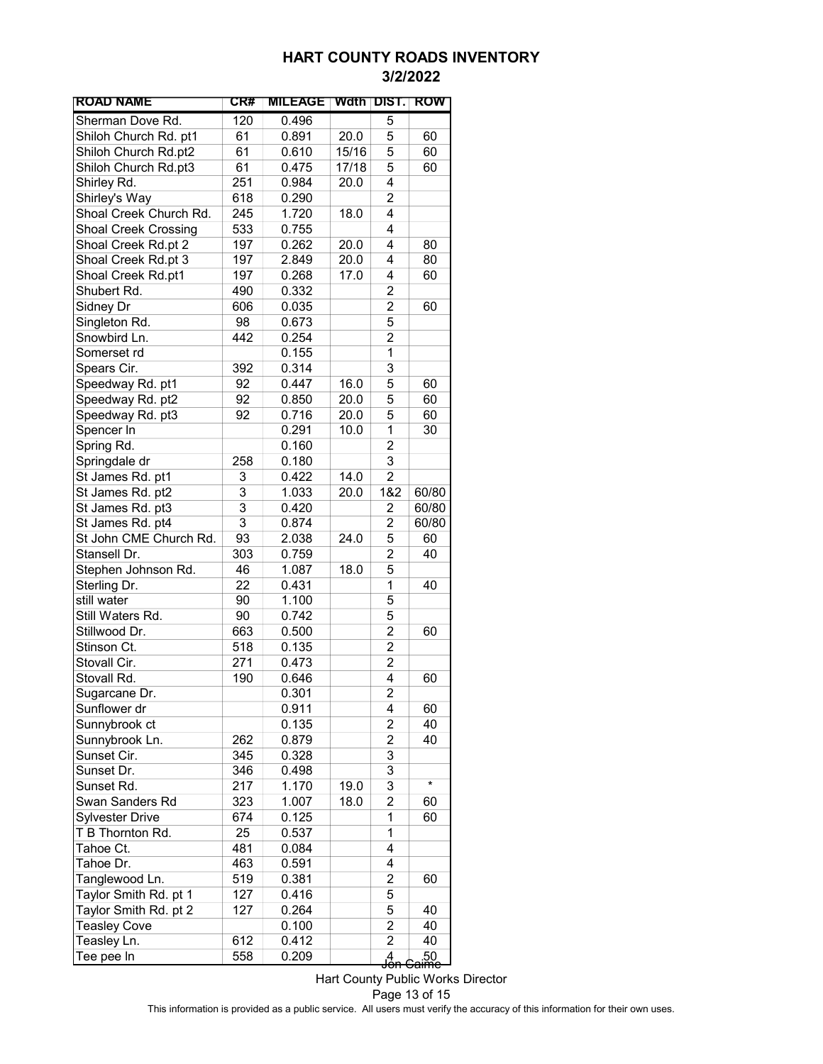# HART COUNTY ROADS INVENTORY

## 3/2/2022

| ROAD NAME | CR# | MILEAGE | Wdth | DIST. | ROW |
|---|---|---|---|---|---|
| Sherman Dove Rd. | 120 | 0.496 | | 5 | |
| Shiloh Church Rd. pt1 | 61 | 0.891 | 20.0 | 5 | 60 |
| Shiloh Church Rd.pt2 | 61 | 0.610 | 15/16 | 5 | 60 |
| Shiloh Church Rd.pt3 | 61 | 0.475 | 17/18 | 5 | 60 |
| Shirley Rd. | 251 | 0.984 | 20.0 | 4 | |
| Shirley's Way | 618 | 0.290 | | 2 | |
| Shoal Creek Church Rd. | 245 | 1.720 | 18.0 | 4 | |
| Shoal Creek Crossing | 533 | 0.755 | | 4 | |
| Shoal Creek Rd.pt 2 | 197 | 0.262 | 20.0 | 4 | 80 |
| Shoal Creek Rd.pt 3 | 197 | 2.849 | 20.0 | 4 | 80 |
| Shoal Creek Rd.pt1 | 197 | 0.268 | 17.0 | 4 | 60 |
| Shubert Rd. | 490 | 0.332 | | 2 | |
| Sidney Dr | 606 | 0.035 | | 2 | 60 |
| Singleton Rd. | 98 | 0.673 | | 5 | |
| Snowbird Ln. | 442 | 0.254 | | 2 | |
| Somerset rd | | 0.155 | | 1 | |
| Spears Cir. | 392 | 0.314 | | 3 | |
| Speedway Rd. pt1 | 92 | 0.447 | 16.0 | 5 | 60 |
| Speedway Rd. pt2 | 92 | 0.850 | 20.0 | 5 | 60 |
| Speedway Rd. pt3 | 92 | 0.716 | 20.0 | 5 | 60 |
| Spencer ln | | 0.291 | 10.0 | 1 | 30 |
| Spring Rd. | | 0.160 | | 2 | |
| Springdale dr | 258 | 0.180 | | 3 | |
| St James Rd. pt1 | 3 | 0.422 | 14.0 | 2 | |
| St James Rd. pt2 | 3 | 1.033 | 20.0 | 1&2 | 60/80 |
| St James Rd. pt3 | 3 | 0.420 | | 2 | 60/80 |
| St James Rd. pt4 | 3 | 0.874 | | 2 | 60/80 |
| St John CME Church Rd. | 93 | 2.038 | 24.0 | 5 | 60 |
| Stansell Dr. | 303 | 0.759 | | 2 | 40 |
| Stephen Johnson Rd. | 46 | 1.087 | 18.0 | 5 | |
| Sterling Dr. | 22 | 0.431 | | 1 | 40 |
| still water | 90 | 1.100 | | 5 | |
| Still Waters Rd. | 90 | 0.742 | | 5 | |
| Stillwood Dr. | 663 | 0.500 | | 2 | 60 |
| Stinson Ct. | 518 | 0.135 | | 2 | |
| Stovall Cir. | 271 | 0.473 | | 2 | |
| Stovall Rd. | 190 | 0.646 | | 4 | 60 |
| Sugarcane Dr. | | 0.301 | | 2 | |
| Sunflower dr | | 0.911 | | 4 | 60 |
| Sunnybrook ct | | 0.135 | | 2 | 40 |
| Sunnybrook Ln. | 262 | 0.879 | | 2 | 40 |
| Sunset Cir. | 345 | 0.328 | | 3 | |
| Sunset Dr. | 346 | 0.498 | | 3 | |
| Sunset Rd. | 217 | 1.170 | 19.0 | 3 | * |
| Swan Sanders Rd | 323 | 1.007 | 18.0 | 2 | 60 |
| Sylvester Drive | 674 | 0.125 | | 1 | 60 |
| T B Thornton Rd. | 25 | 0.537 | | 1 | |
| Tahoe Ct. | 481 | 0.084 | | 4 | |
| Tahoe Dr. | 463 | 0.591 | | 4 | |
| Tanglewood Ln. | 519 | 0.381 | | 2 | 60 |
| Taylor Smith Rd. pt 1 | 127 | 0.416 | | 5 | |
| Taylor Smith Rd. pt 2 | 127 | 0.264 | | 5 | 40 |
| Teasley Cove | | 0.100 | | 2 | 40 |
| Teasley Ln. | 612 | 0.412 | | 2 | 40 |
| Tee pee ln | 558 | 0.209 | | 4 | 50 |

Jon Caime
Hart County Public Works Director

This information is provided as a public service. All users must verify the accuracy of this information for their own uses.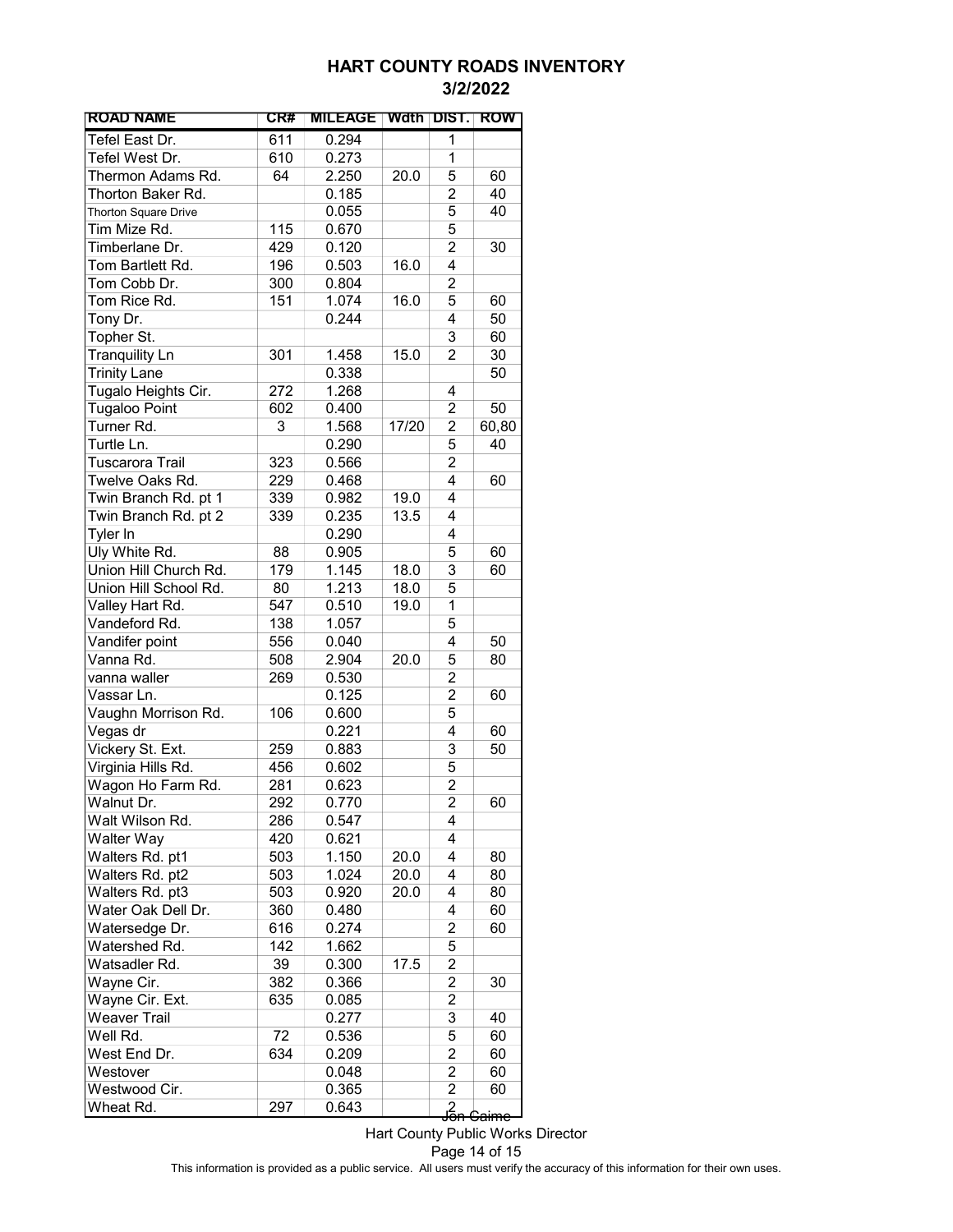# HART COUNTY ROADS INVENTORY
## 3/2/2022

| ROAD NAME | CR# | MILEAGE | Wdth | DIST. | ROW |
|---|---|---|---|---|---|
| Tefel East Dr. | 611 | 0.294 | | 1 | |
| Tefel West Dr. | 610 | 0.273 | | 1 | |
| Thermon Adams Rd. | 64 | 2.250 | 20.0 | 5 | 60 |
| Thorton Baker Rd. | | 0.185 | | 2 | 40 |
| Thorton Square Drive | | 0.055 | | 5 | 40 |
| Tim Mize Rd. | 115 | 0.670 | | 5 | |
| Timberlane Dr. | 429 | 0.120 | | 2 | 30 |
| Tom Bartlett Rd. | 196 | 0.503 | 16.0 | 4 | |
| Tom Cobb Dr. | 300 | 0.804 | | 2 | |
| Tom Rice Rd. | 151 | 1.074 | 16.0 | 5 | 60 |
| Tony Dr. | | 0.244 | | 4 | 50 |
| Topher St. | | | | 3 | 60 |
| Tranquility Ln | 301 | 1.458 | 15.0 | 2 | 30 |
| Trinity Lane | | 0.338 | | | 50 |
| Tugalo Heights Cir. | 272 | 1.268 | | 4 | |
| Tugaloo Point | 602 | 0.400 | | 2 | 50 |
| Turner Rd. | 3 | 1.568 | 17/20 | 2 | 60,80 |
| Turtle Ln. | | 0.290 | | 5 | 40 |
| Tuscarora Trail | 323 | 0.566 | | 2 | |
| Twelve Oaks Rd. | 229 | 0.468 | | 4 | 60 |
| Twin Branch Rd. pt 1 | 339 | 0.982 | 19.0 | 4 | |
| Twin Branch Rd. pt 2 | 339 | 0.235 | 13.5 | 4 | |
| Tyler ln | | 0.290 | | 4 | |
| Uly White Rd. | 88 | 0.905 | | 5 | 60 |
| Union Hill Church Rd. | 179 | 1.145 | 18.0 | 3 | 60 |
| Union Hill School Rd. | 80 | 1.213 | 18.0 | 5 | |
| Valley Hart Rd. | 547 | 0.510 | 19.0 | 1 | |
| Vandeford Rd. | 138 | 1.057 | | 5 | |
| Vandifer point | 556 | 0.040 | | 4 | 50 |
| Vanna Rd. | 508 | 2.904 | 20.0 | 5 | 80 |
| vanna waller | 269 | 0.530 | | 2 | |
| Vassar Ln. | | 0.125 | | 2 | 60 |
| Vaughn Morrison Rd. | 106 | 0.600 | | 5 | |
| Vegas dr | | 0.221 | | 4 | 60 |
| Vickery St. Ext. | 259 | 0.883 | | 3 | 50 |
| Virginia Hills Rd. | 456 | 0.602 | | 5 | |
| Wagon Ho Farm Rd. | 281 | 0.623 | | 2 | |
| Walnut Dr. | 292 | 0.770 | | 2 | 60 |
| Walt Wilson Rd. | 286 | 0.547 | | 4 | |
| Walter Way | 420 | 0.621 | | 4 | |
| Walters Rd. pt1 | 503 | 1.150 | 20.0 | 4 | 80 |
| Walters Rd. pt2 | 503 | 1.024 | 20.0 | 4 | 80 |
| Walters Rd. pt3 | 503 | 0.920 | 20.0 | 4 | 80 |
| Water Oak Dell Dr. | 360 | 0.480 | | 4 | 60 |
| Watersedge Dr. | 616 | 0.274 | | 2 | 60 |
| Watershed Rd. | 142 | 1.662 | | 5 | |
| Watsadler Rd. | 39 | 0.300 | 17.5 | 2 | |
| Wayne Cir. | 382 | 0.366 | | 2 | 30 |
| Wayne Cir. Ext. | 635 | 0.085 | | 2 | |
| Weaver Trail | | 0.277 | | 3 | 40 |
| Well Rd. | 72 | 0.536 | | 5 | 60 |
| West End Dr. | 634 | 0.209 | | 2 | 60 |
| Westover | | 0.048 | | 2 | 60 |
| Westwood Cir. | | 0.365 | | 2 | 60 |
| Wheat Rd. | 297 | 0.643 | | 2 | |

Jon Caime
Hart County Public Works Director

This information is provided as a public service. All users must verify the accuracy of this information for their own uses.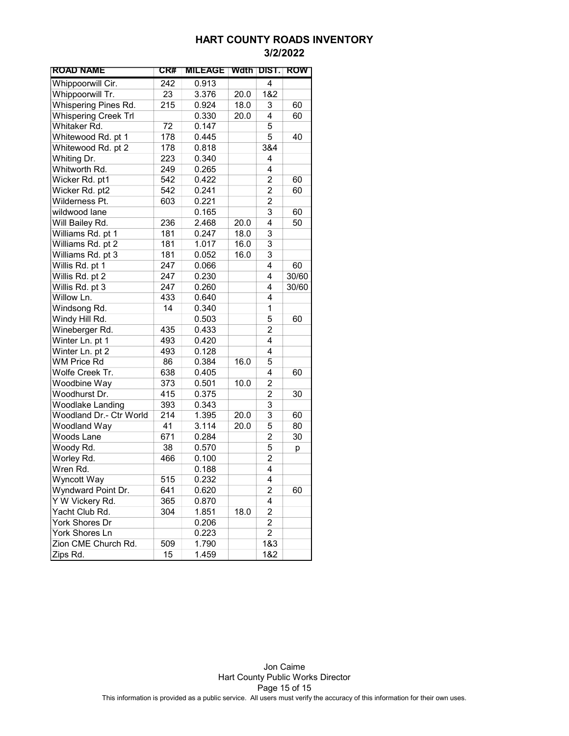# HART COUNTY ROADS INVENTORY

## 3/2/2022

| ROAD NAME | CR# | MILEAGE | Wdth | DIST. | ROW |
|---|---|---|---|---|---|
| Whippoorwill Cir. | 242 | 0.913 | | 4 | |
| Whippoorwill Tr. | 23 | 3.376 | 20.0 | 1&2 | |
| Whispering Pines Rd. | 215 | 0.924 | 18.0 | 3 | 60 |
| Whispering Creek Trl | | 0.330 | 20.0 | 4 | 60 |
| Whitaker Rd. | 72 | 0.147 | | 5 | |
| Whitewood Rd. pt 1 | 178 | 0.445 | | 5 | 40 |
| Whitewood Rd. pt 2 | 178 | 0.818 | | 3&4 | |
| Whiting Dr. | 223 | 0.340 | | 4 | |
| Whitworth Rd. | 249 | 0.265 | | 4 | |
| Wicker Rd. pt1 | 542 | 0.422 | | 2 | 60 |
| Wicker Rd. pt2 | 542 | 0.241 | | 2 | 60 |
| Wilderness Pt. | 603 | 0.221 | | 2 | |
| wildwood lane | | 0.165 | | 3 | 60 |
| Will Bailey Rd. | 236 | 2.468 | 20.0 | 4 | 50 |
| Williams Rd. pt 1 | 181 | 0.247 | 18.0 | 3 | |
| Williams Rd. pt 2 | 181 | 1.017 | 16.0 | 3 | |
| Williams Rd. pt 3 | 181 | 0.052 | 16.0 | 3 | |
| Willis Rd. pt 1 | 247 | 0.066 | | 4 | 60 |
| Willis Rd. pt 2 | 247 | 0.230 | | 4 | 30/60 |
| Willis Rd. pt 3 | 247 | 0.260 | | 4 | 30/60 |
| Willow Ln. | 433 | 0.640 | | 4 | |
| Windsong Rd. | 14 | 0.340 | | 1 | |
| Windy Hill Rd. | | 0.503 | | 5 | 60 |
| Wineberger Rd. | 435 | 0.433 | | 2 | |
| Winter Ln. pt 1 | 493 | 0.420 | | 4 | |
| Winter Ln. pt 2 | 493 | 0.128 | | 4 | |
| WM Price Rd | 86 | 0.384 | 16.0 | 5 | |
| Wolfe Creek Tr. | 638 | 0.405 | | 4 | 60 |
| Woodbine Way | 373 | 0.501 | 10.0 | 2 | |
| Woodhurst Dr. | 415 | 0.375 | | 2 | 30 |
| Woodlake Landing | 393 | 0.343 | | 3 | |
| Woodland Dr.- Ctr World | 214 | 1.395 | 20.0 | 3 | 60 |
| Woodland Way | 41 | 3.114 | 20.0 | 5 | 80 |
| Woods Lane | 671 | 0.284 | | 2 | 30 |
| Woody Rd. | 38 | 0.570 | | 5 | p |
| Worley Rd. | 466 | 0.100 | | 2 | |
| Wren Rd. | | 0.188 | | 4 | |
| Wyncott Way | 515 | 0.232 | | 4 | |
| Wyndward Point Dr. | 641 | 0.620 | | 2 | 60 |
| Y W Vickery Rd. | 365 | 0.870 | | 4 | |
| Yacht Club Rd. | 304 | 1.851 | 18.0 | 2 | |
| York Shores Dr | | 0.206 | | 2 | |
| York Shores Ln | | 0.223 | | 2 | |
| Zion CME Church Rd. | 509 | 1.790 | | 1&3 | |
| Zips Rd. | 15 | 1.459 | | 1&2 | |

Jon Caime
Hart County Public Works Director

This information is provided as a public service. All users must verify the accuracy of this information for their own uses.